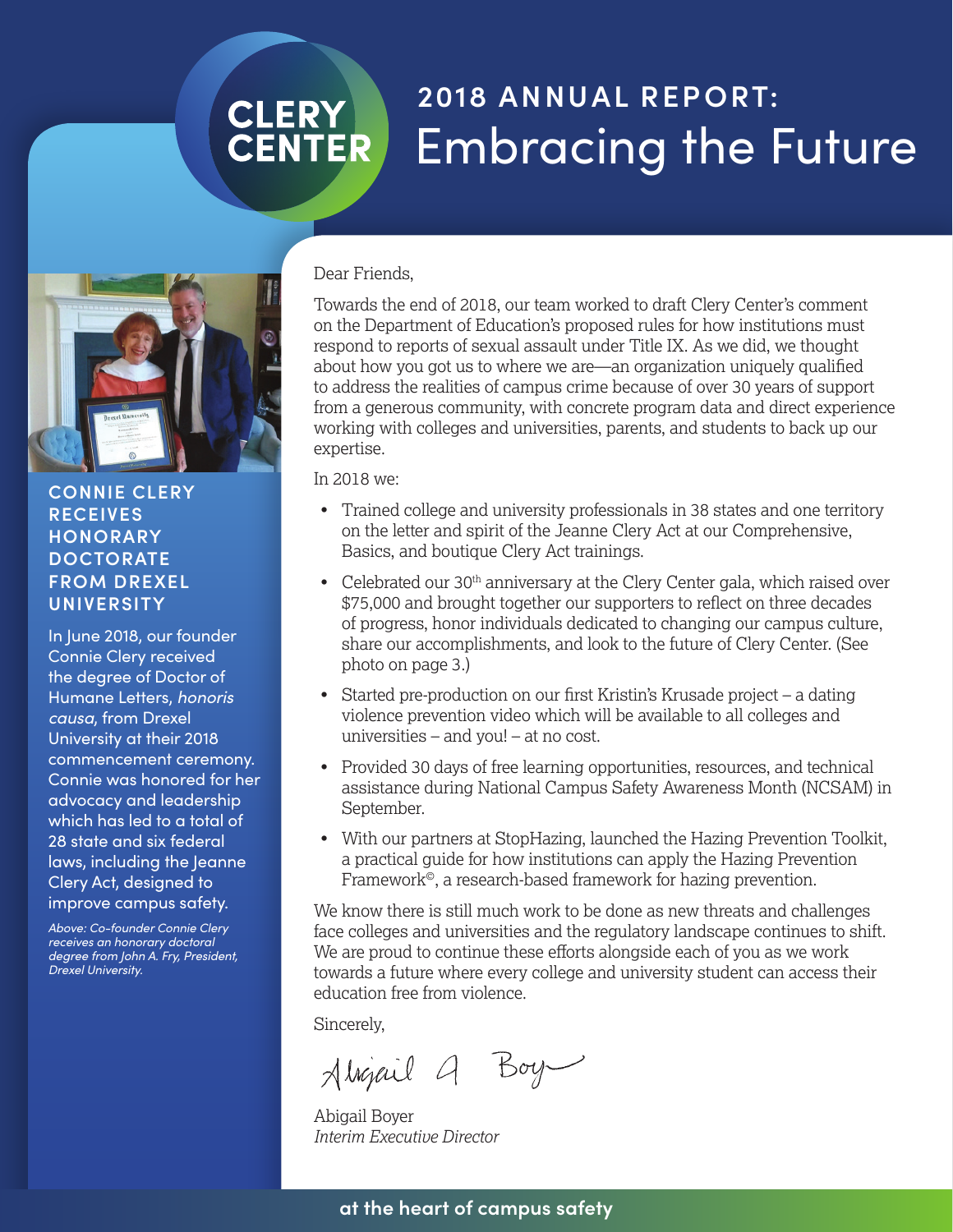# CLERY CENTER

# 2018 ANNUAL REPORT: Embracing the Future

## CONNIE CLERY RECEIVES HONORARY DOCTORATE FROM DREXEL UNIVERSITY

In June 2018, our founder Connie Clery received the degree of Doctor of Humane Letters, *honoris causa*, from Drexel University at their 2018 commencement ceremony. Connie was honored for her advocacy and leadership which has led to a total of 28 state and six federal laws, including the Jeanne Clery Act, designed to improve campus safety.

*Above: Co-founder Connie Clery receives an honorary doctoral degree from John A. Fry, President, Drexel University.*

Dear Friends,

Towards the end of 2018, our team worked to draft Clery Center's comment on the Department of Education's proposed rules for how institutions must respond to reports of sexual assault under Title IX. As we did, we thought about how you got us to where we are—an organization uniquely qualified to address the realities of campus crime because of over 30 years of support from a generous community, with concrete program data and direct experience working with colleges and universities, parents, and students to back up our expertise.

In 2018 we:

- Trained college and university professionals in 38 states and one territory on the letter and spirit of the Jeanne Clery Act at our Comprehensive, Basics, and boutique Clery Act trainings.
- Celebrated our 30th anniversary at the Clery Center gala, which raised over $75,000 and brought together our supporters to reflect on three decades of progress, honor individuals dedicated to changing our campus culture, share our accomplishments, and look to the future of Clery Center. (See photo on page 3.)
- Started pre-production on our first Kristin's Krusade project – a dating violence prevention video which will be available to all colleges and universities – and you! – at no cost.
- Provided 30 days of free learning opportunities, resources, and technical assistance during National Campus Safety Awareness Month (NCSAM) in September.
- With our partners at StopHazing, launched the Hazing Prevention Toolkit, a practical guide for how institutions can apply the Hazing Prevention Framework©, a research-based framework for hazing prevention.

We know there is still much work to be done as new threats and challenges face colleges and universities and the regulatory landscape continues to shift. We are proud to continue these efforts alongside each of you as we work towards a future where every college and university student can access their education free from violence.

Sincerely,

Abigail A Boyer

Abigail Boyer
*Interim Executive Director*

at the heart of campus safety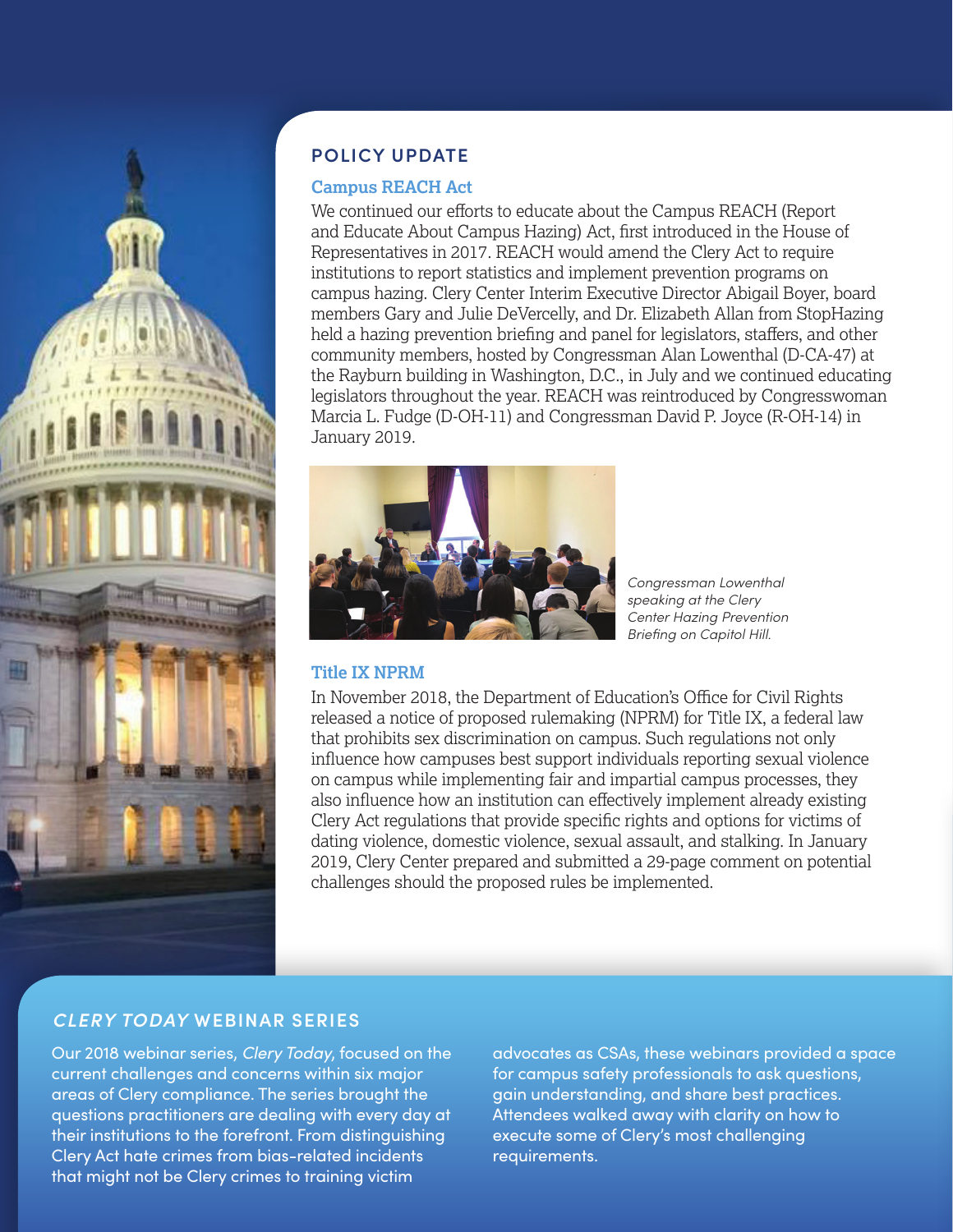## POLICY UPDATE

### Campus REACH Act

We continued our efforts to educate about the Campus REACH (Report and Educate About Campus Hazing) Act, first introduced in the House of Representatives in 2017. REACH would amend the Clery Act to require institutions to report statistics and implement prevention programs on campus hazing. Clery Center Interim Executive Director Abigail Boyer, board members Gary and Julie DeVercelly, and Dr. Elizabeth Allan from StopHazing held a hazing prevention briefing and panel for legislators, staffers, and other community members, hosted by Congressman Alan Lowenthal (D-CA-47) at the Rayburn building in Washington, D.C., in July and we continued educating legislators throughout the year. REACH was reintroduced by Congresswoman Marcia L. Fudge (D-OH-11) and Congressman David P. Joyce (R-OH-14) in January 2019.

*Congressman Lowenthal speaking at the Clery Center Hazing Prevention Briefing on Capitol Hill.*

### Title IX NPRM

In November 2018, the Department of Education's Office for Civil Rights released a notice of proposed rulemaking (NPRM) for Title IX, a federal law that prohibits sex discrimination on campus. Such regulations not only influence how campuses best support individuals reporting sexual violence on campus while implementing fair and impartial campus processes, they also influence how an institution can effectively implement already existing Clery Act regulations that provide specific rights and options for victims of dating violence, domestic violence, sexual assault, and stalking. In January 2019, Clery Center prepared and submitted a 29-page comment on potential challenges should the proposed rules be implemented.

## *CLERY TODAY* WEBINAR SERIES

Our 2018 webinar series, *Clery Today*, focused on the current challenges and concerns within six major areas of Clery compliance. The series brought the questions practitioners are dealing with every day at their institutions to the forefront. From distinguishing Clery Act hate crimes from bias-related incidents that might not be Clery crimes to training victim advocates as CSAs, these webinars provided a space for campus safety professionals to ask questions, gain understanding, and share best practices. Attendees walked away with clarity on how to execute some of Clery's most challenging requirements.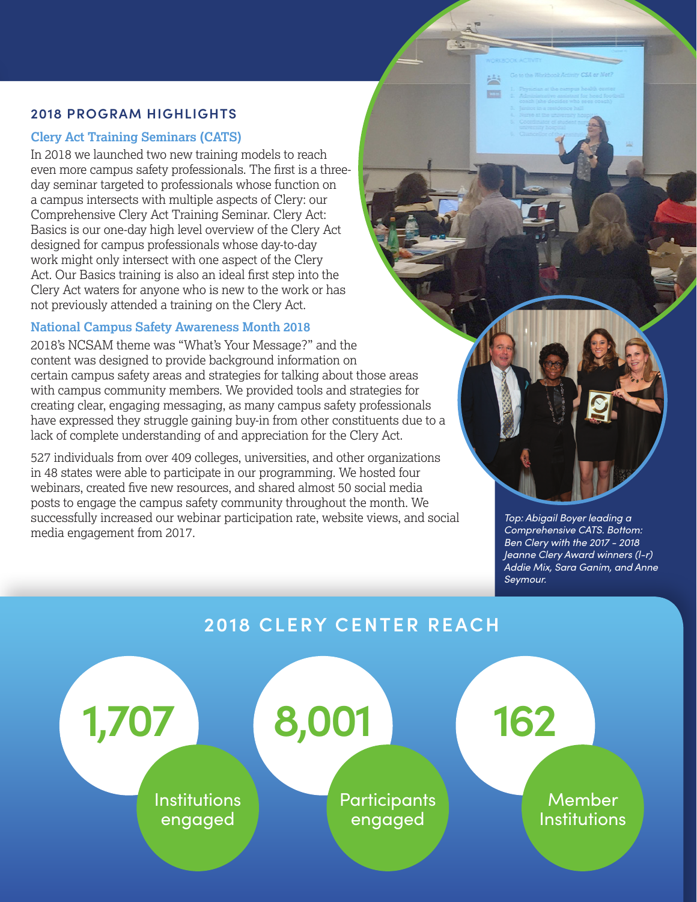## 2018 PROGRAM HIGHLIGHTS

### Clery Act Training Seminars (CATS)

In 2018 we launched two new training models to reach even more campus safety professionals. The first is a three-day seminar targeted to professionals whose function on a campus intersects with multiple aspects of Clery: our Comprehensive Clery Act Training Seminar. Clery Act: Basics is our one-day high level overview of the Clery Act designed for campus professionals whose day-to-day work might only intersect with one aspect of the Clery Act. Our Basics training is also an ideal first step into the Clery Act waters for anyone who is new to the work or has not previously attended a training on the Clery Act.

### National Campus Safety Awareness Month 2018

2018's NCSAM theme was "What's Your Message?" and the content was designed to provide background information on certain campus safety areas and strategies for talking about those areas with campus community members. We provided tools and strategies for creating clear, engaging messaging, as many campus safety professionals have expressed they struggle gaining buy-in from other constituents due to a lack of complete understanding of and appreciation for the Clery Act.

527 individuals from over 409 colleges, universities, and other organizations in 48 states were able to participate in our programming. We hosted four webinars, created five new resources, and shared almost 50 social media posts to engage the campus safety community throughout the month. We successfully increased our webinar participation rate, website views, and social media engagement from 2017.

*Top: Abigail Boyer leading a Comprehensive CATS. Bottom: Ben Clery with the 2017 - 2018 Jeanne Clery Award winners (l-r) Addie Mix, Sara Ganim, and Anne Seymour.*

## 2018 CLERY CENTER REACH

**1,707** Institutions engaged

**8,001** Participants engaged

**162** Member Institutions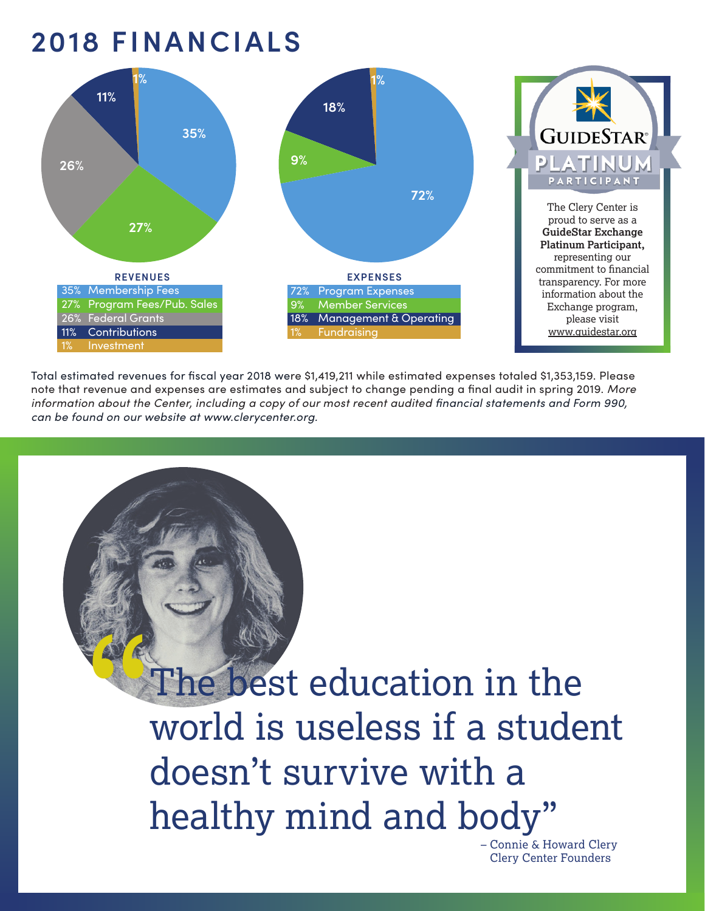# 2018 FINANCIALS

35%
27%
26%
11%
1%

**REVENUES**

35% Membership Fees
27% Program Fees/Pub. Sales
26% Federal Grants
11% Contributions
1% Investment

72%
9%
18%
1%

**EXPENSES**

72% Program Expenses
9% Member Services
18% Management & Operating
1% Fundraising

GUIDESTAR PLATINUM PARTICIPANT

The Clery Center is proud to serve as a **GuideStar Exchange Platinum Participant,** representing our commitment to financial transparency. For more information about the Exchange program, please visit www.guidestar.org

Total estimated revenues for fiscal year 2018 were $1,419,211 while estimated expenses totaled $1,353,159. Please note that revenue and expenses are estimates and subject to change pending a final audit in spring 2019. *More information about the Center, including a copy of our most recent audited financial statements and Form 990, can be found on our website at www.clerycenter.org.*

"The best education in the world is useless if a student doesn't survive with a healthy mind and body"

– Connie & Howard Clery
Clery Center Founders